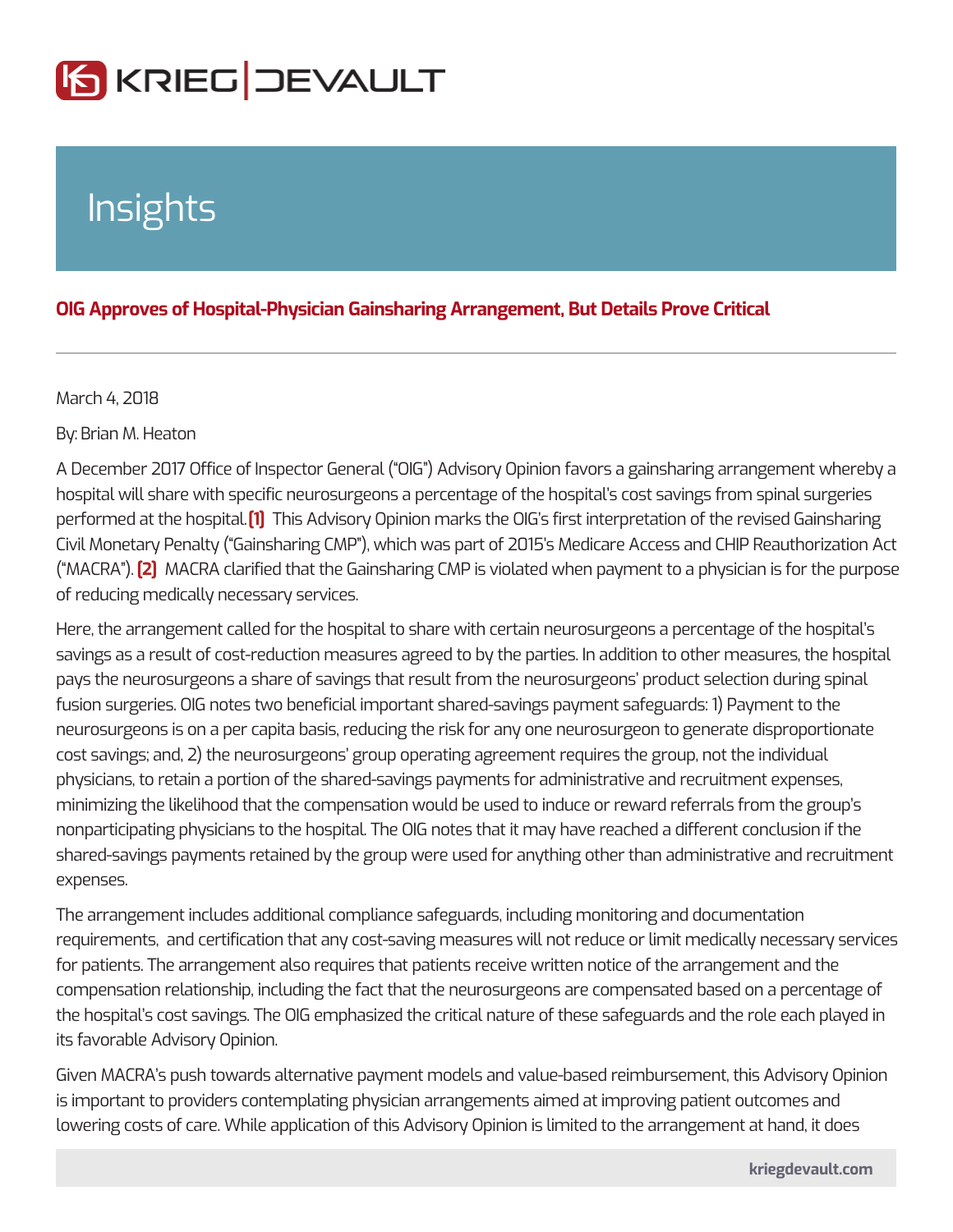# Insights

## OIG Approves of Hospital-Physician Gainsharing Arrangement, But Details Prove Critical

March 4, 2018

By: Brian M. Heaton

A December 2017 Office of Inspector General ("OIG") Advisory Opinion favors a gainsharing arrangement whereby a hospital will share with specific neurosurgeons a percentage of the hospital's cost savings from spinal surgeries performed at the hospital.[1] This Advisory Opinion marks the OIG's first interpretation of the revised Gainsharing Civil Monetary Penalty ("Gainsharing CMP"), which was part of 2015's Medicare Access and CHIP Reauthorization Act ("MACRA").[2] MACRA clarified that the Gainsharing CMP is violated when payment to a physician is for the purpose of reducing medically necessary services.

Here, the arrangement called for the hospital to share with certain neurosurgeons a percentage of the hospital's savings as a result of cost-reduction measures agreed to by the parties. In addition to other measures, the hospital pays the neurosurgeons a share of savings that result from the neurosurgeons' product selection during spinal fusion surgeries. OIG notes two beneficial important shared-savings payment safeguards: 1) Payment to the neurosurgeons is on a per capita basis, reducing the risk for any one neurosurgeon to generate disproportionate cost savings; and, 2) the neurosurgeons' group operating agreement requires the group, not the individual physicians, to retain a portion of the shared-savings payments for administrative and recruitment expenses, minimizing the likelihood that the compensation would be used to induce or reward referrals from the group's nonparticipating physicians to the hospital. The OIG notes that it may have reached a different conclusion if the shared-savings payments retained by the group were used for anything other than administrative and recruitment expenses.

The arrangement includes additional compliance safeguards, including monitoring and documentation requirements, and certification that any cost-saving measures will not reduce or limit medically necessary services for patients. The arrangement also requires that patients receive written notice of the arrangement and the compensation relationship, including the fact that the neurosurgeons are compensated based on a percentage of the hospital's cost savings. The OIG emphasized the critical nature of these safeguards and the role each played in its favorable Advisory Opinion.

Given MACRA's push towards alternative payment models and value-based reimbursement, this Advisory Opinion is important to providers contemplating physician arrangements aimed at improving patient outcomes and lowering costs of care. While application of this Advisory Opinion is limited to the arrangement at hand, it does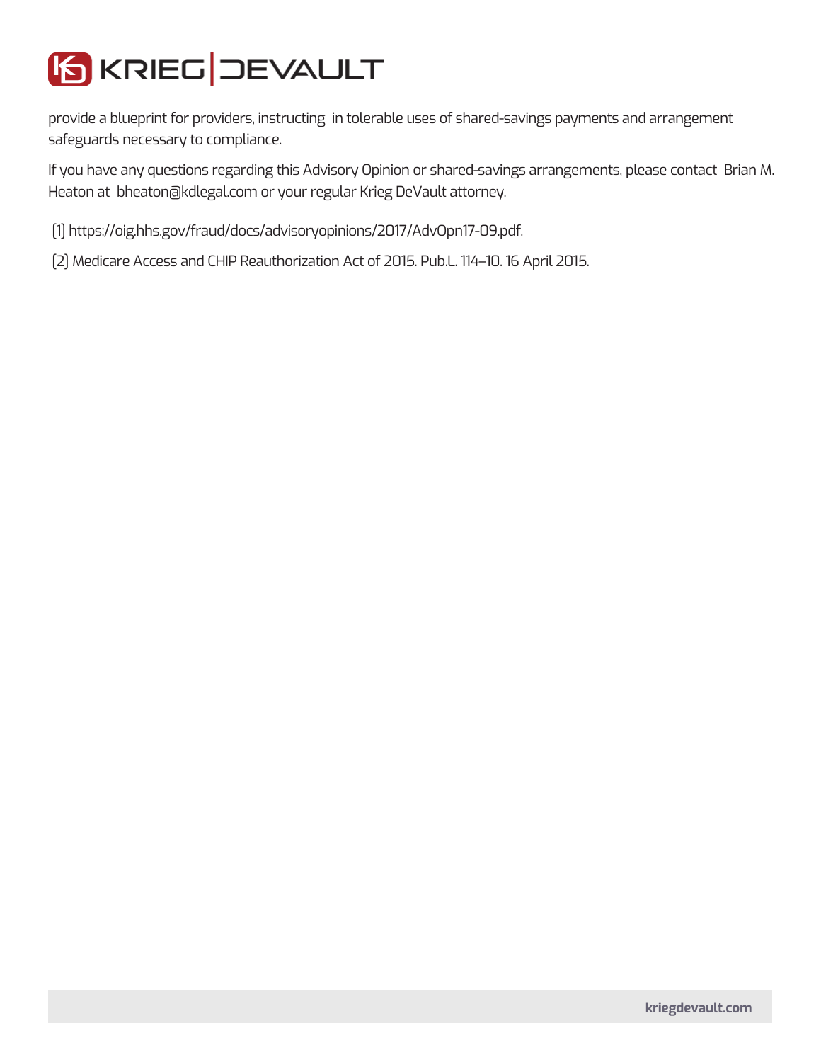provide a blueprint for providers, instructing in tolerable uses of shared-savings payments and arrangement safeguards necessary to compliance.

If you have any questions regarding this Advisory Opinion or shared-savings arrangements, please contact Brian M. Heaton at bheaton@kdlegal.com or your regular Krieg DeVault attorney.

[1] https://oig.hhs.gov/fraud/docs/advisoryopinions/2017/AdvOpn17-09.pdf.

[2] Medicare Access and CHIP Reauthorization Act of 2015. Pub.L. 114–10. 16 April 2015.